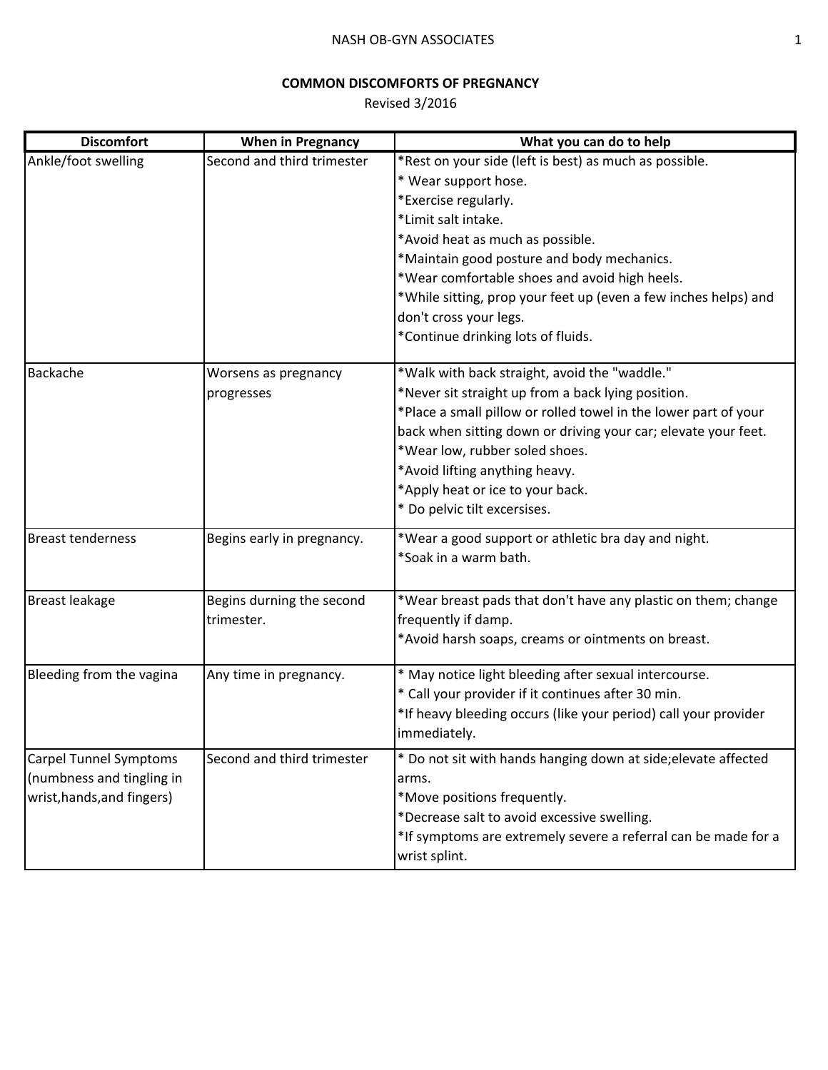# COMMON DISCOMFORTS OF PREGNANCY

Revised 3/2016

| Discomfort | When in Pregnancy | What you can do to help |
|---|---|---|
| Ankle/foot swelling | Second and third trimester | *Rest on your side (left is best) as much as possible.<br>* Wear support hose.<br>*Exercise regularly.<br>*Limit salt intake.<br>*Avoid heat as much as possible.<br>*Maintain good posture and body mechanics.<br>*Wear comfortable shoes and avoid high heels.<br>*While sitting, prop your feet up (even a few inches helps) and don't cross your legs.<br>*Continue drinking lots of fluids. |
| Backache | Worsens as pregnancy progresses | *Walk with back straight, avoid the "waddle."<br>*Never sit straight up from a back lying position.<br>*Place a small pillow or rolled towel in the lower part of your back when sitting down or driving your car; elevate your feet.<br>*Wear low, rubber soled shoes.<br>*Avoid lifting anything heavy.<br>*Apply heat or ice to your back.<br>* Do pelvic tilt excersises. |
| Breast tenderness | Begins early in pregnancy. | *Wear a good support or athletic bra day and night.<br>*Soak in a warm bath. |
| Breast leakage | Begins durning the second trimester. | *Wear breast pads that don't have any plastic on them; change frequently if damp.<br>*Avoid harsh soaps, creams or ointments on breast. |
| Bleeding from the vagina | Any time in pregnancy. | * May notice light bleeding after sexual intercourse.<br>* Call your provider if it continues after 30 min.<br>*If heavy bleeding occurs (like your period) call your provider immediately. |
| Carpel Tunnel Symptoms (numbness and tingling in wrist,hands,and fingers) | Second and third trimester | * Do not sit with hands hanging down at side;elevate affected arms.<br>*Move positions frequently.<br>*Decrease salt to avoid excessive swelling.<br>*If symptoms are extremely severe a referral can be made for a wrist splint. |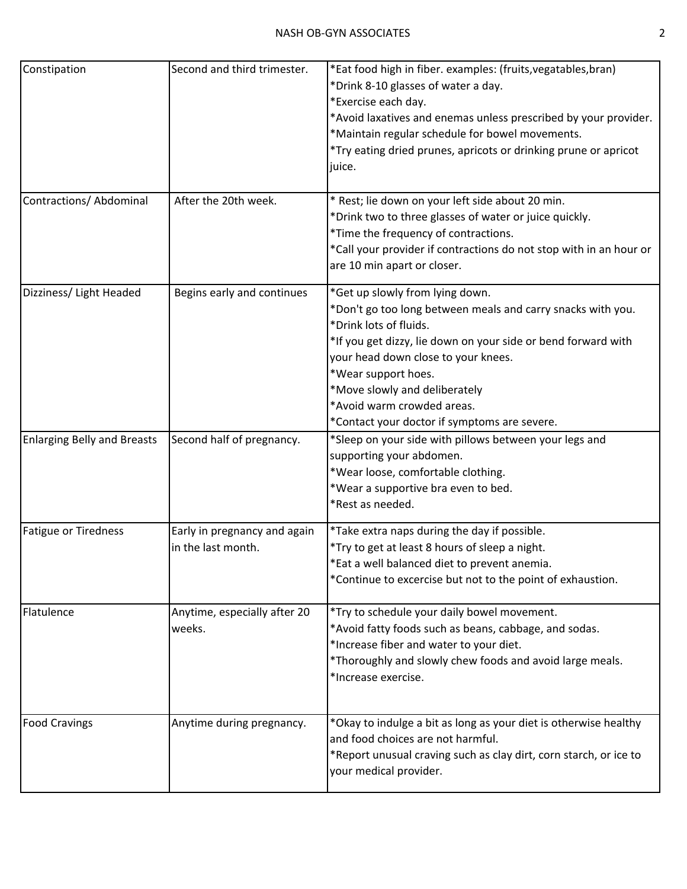| Constipation | Second and third trimester. | *Eat food high in fiber. examples: (fruits,vegatables,bran)<br>*Drink 8-10 glasses of water a day.<br>*Exercise each day.<br>*Avoid laxatives and enemas unless prescribed by your provider.<br>*Maintain regular schedule for bowel movements.<br>*Try eating dried prunes, apricots or drinking prune or apricot juice. |
|---|---|---|
| Contractions/ Abdominal | After the 20th week. | * Rest; lie down on your left side about 20 min.<br>*Drink two to three glasses of water or juice quickly.<br>*Time the frequency of contractions.<br>*Call your provider if contractions do not stop with in an hour or are 10 min apart or closer. |
| Dizziness/ Light Headed | Begins early and continues | *Get up slowly from lying down.<br>*Don't go too long between meals and carry snacks with you.<br>*Drink lots of fluids.<br>*If you get dizzy, lie down on your side or bend forward with your head down close to your knees.<br>*Wear support hoes.<br>*Move slowly and deliberately<br>*Avoid warm crowded areas.<br>*Contact your doctor if symptoms are severe. |
| Enlarging Belly and Breasts | Second half of pregnancy. | *Sleep on your side with pillows between your legs and supporting your abdomen.<br>*Wear loose, comfortable clothing.<br>*Wear a supportive bra even to bed.<br>*Rest as needed. |
| Fatigue or Tiredness | Early in pregnancy and again in the last month. | *Take extra naps during the day if possible.<br>*Try to get at least 8 hours of sleep a night.<br>*Eat a well balanced diet to prevent anemia.<br>*Continue to excercise but not to the point of exhaustion. |
| Flatulence | Anytime, especially after 20 weeks. | *Try to schedule your daily bowel movement.<br>*Avoid fatty foods such as beans, cabbage, and sodas.<br>*Increase fiber and water to your diet.<br>*Thoroughly and slowly chew foods and avoid large meals.<br>*Increase exercise. |
| Food Cravings | Anytime during pregnancy. | *Okay to indulge a bit as long as your diet is otherwise healthy and food choices are not harmful.<br>*Report unusual craving such as clay dirt, corn starch, or ice to your medical provider. |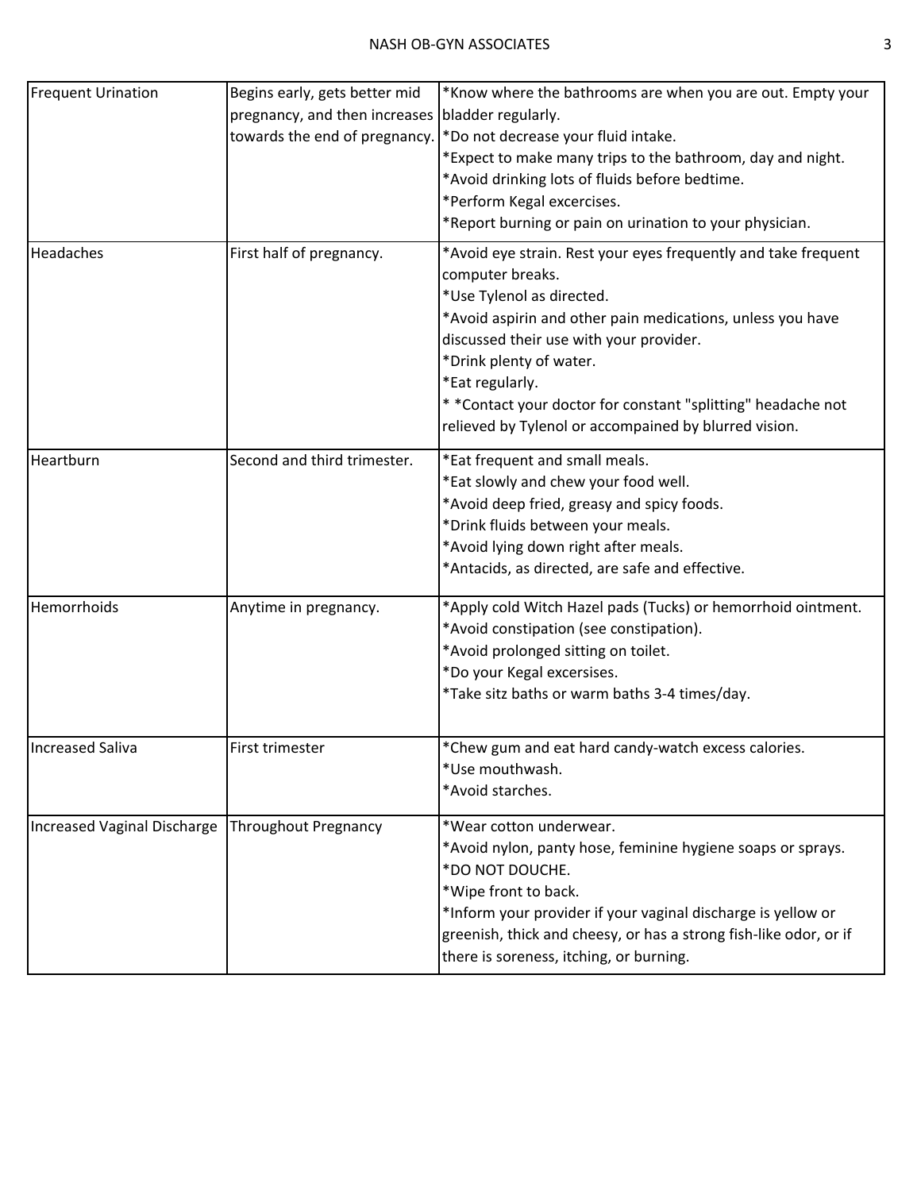| | | |
|---|---|---|
| Frequent Urination | Begins early, gets better mid pregnancy, and then increases towards the end of pregnancy. | *Know where the bathrooms are when you are out. Empty your bladder regularly.<br>*Do not decrease your fluid intake.<br>*Expect to make many trips to the bathroom, day and night.<br>*Avoid drinking lots of fluids before bedtime.<br>*Perform Kegal excercises.<br>*Report burning or pain on urination to your physician. |
| Headaches | First half of pregnancy. | *Avoid eye strain. Rest your eyes frequently and take frequent computer breaks.<br>*Use Tylenol as directed.<br>*Avoid aspirin and other pain medications, unless you have discussed their use with your provider.<br>*Drink plenty of water.<br>*Eat regularly.<br>* *Contact your doctor for constant "splitting" headache not relieved by Tylenol or accompained by blurred vision. |
| Heartburn | Second and third trimester. | *Eat frequent and small meals.<br>*Eat slowly and chew your food well.<br>*Avoid deep fried, greasy and spicy foods.<br>*Drink fluids between your meals.<br>*Avoid lying down right after meals.<br>*Antacids, as directed, are safe and effective. |
| Hemorrhoids | Anytime in pregnancy. | *Apply cold Witch Hazel pads (Tucks) or hemorrhoid ointment.<br>*Avoid constipation (see constipation).<br>*Avoid prolonged sitting on toilet.<br>*Do your Kegal excersises.<br>*Take sitz baths or warm baths 3-4 times/day. |
| Increased Saliva | First trimester | *Chew gum and eat hard candy-watch excess calories.<br>*Use mouthwash.<br>*Avoid starches. |
| Increased Vaginal Discharge | Throughout Pregnancy | *Wear cotton underwear.<br>*Avoid nylon, panty hose, feminine hygiene soaps or sprays.<br>*DO NOT DOUCHE.<br>*Wipe front to back.<br>*Inform your provider if your vaginal discharge is yellow or greenish, thick and cheesy, or has a strong fish-like odor, or if there is soreness, itching, or burning. |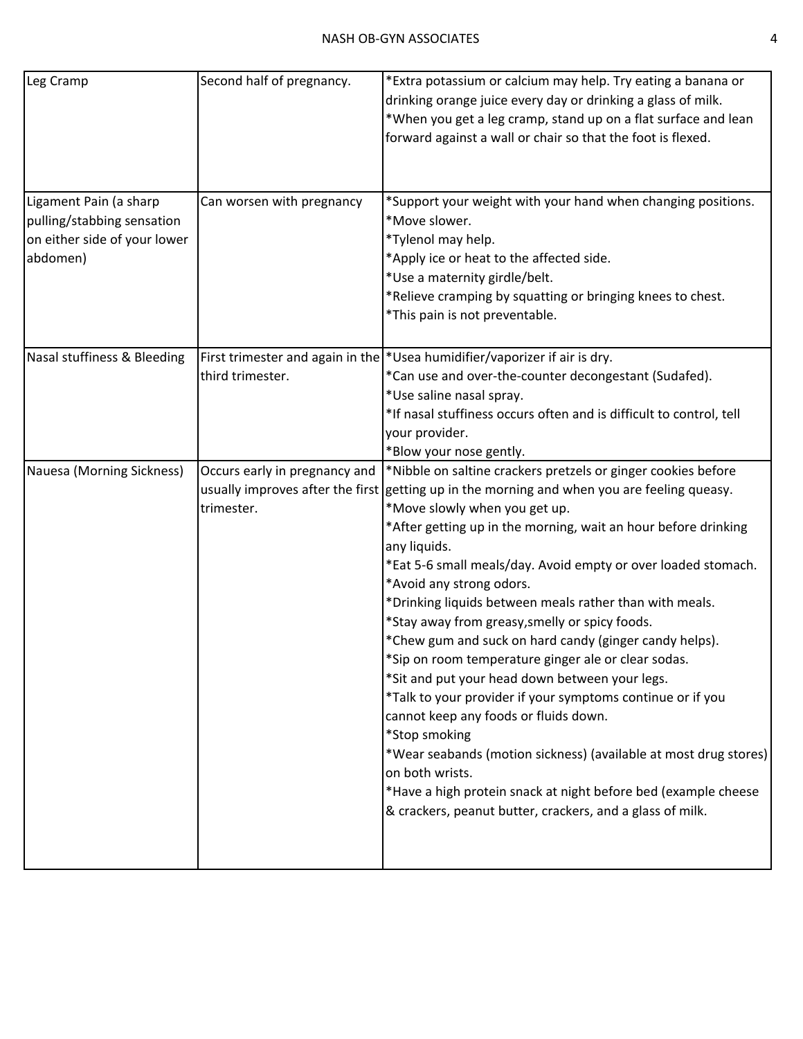| | | |
|---|---|---|
| Leg Cramp | Second half of pregnancy. | *Extra potassium or calcium may help. Try eating a banana or drinking orange juice every day or drinking a glass of milk.<br>*When you get a leg cramp, stand up on a flat surface and lean forward against a wall or chair so that the foot is flexed. |
| Ligament Pain (a sharp pulling/stabbing sensation on either side of your lower abdomen) | Can worsen with pregnancy | *Support your weight with your hand when changing positions.<br>*Move slower.<br>*Tylenol may help.<br>*Apply ice or heat to the affected side.<br>*Use a maternity girdle/belt.<br>*Relieve cramping by squatting or bringing knees to chest.<br>*This pain is not preventable. |
| Nasal stuffiness & Bleeding | First trimester and again in the third trimester. | *Usea humidifier/vaporizer if air is dry.<br>*Can use and over-the-counter decongestant (Sudafed).<br>*Use saline nasal spray.<br>*If nasal stuffiness occurs often and is difficult to control, tell your provider.<br>*Blow your nose gently. |
| Nauesa (Morning Sickness) | Occurs early in pregnancy and usually improves after the first trimester. | *Nibble on saltine crackers pretzels or ginger cookies before getting up in the morning and when you are feeling queasy.<br>*Move slowly when you get up.<br>*After getting up in the morning, wait an hour before drinking any liquids.<br>*Eat 5-6 small meals/day. Avoid empty or over loaded stomach.<br>*Avoid any strong odors.<br>*Drinking liquids between meals rather than with meals.<br>*Stay away from greasy,smelly or spicy foods.<br>*Chew gum and suck on hard candy (ginger candy helps).<br>*Sip on room temperature ginger ale or clear sodas.<br>*Sit and put your head down between your legs.<br>*Talk to your provider if your symptoms continue or if you cannot keep any foods or fluids down.<br>*Stop smoking<br>*Wear seabands (motion sickness) (available at most drug stores) on both wrists.<br>*Have a high protein snack at night before bed (example cheese & crackers, peanut butter, crackers, and a glass of milk. |